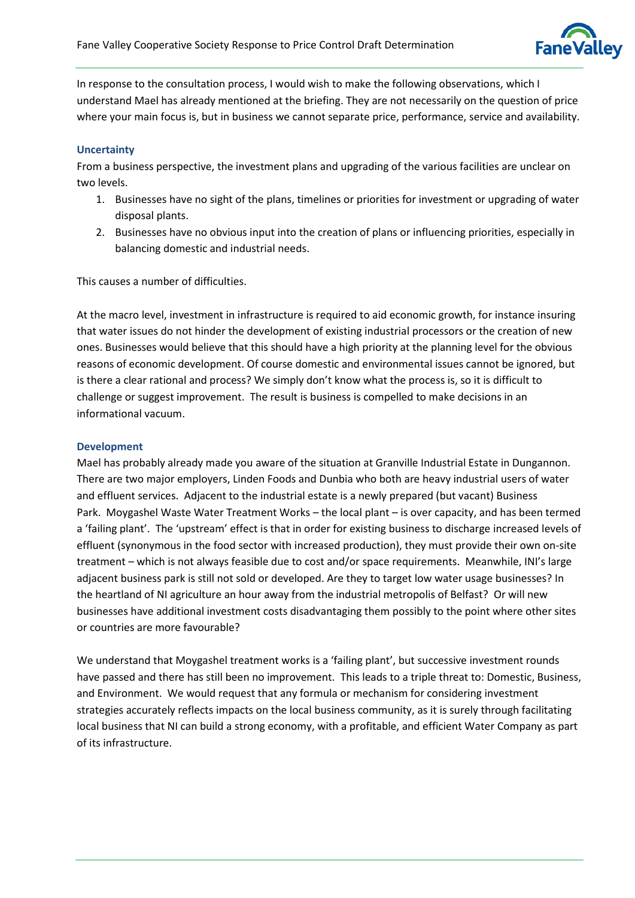In response to the consultation process, I would wish to make the following observations, which I understand Mael has already mentioned at the briefing. They are not necessarily on the question of price where your main focus is, but in business we cannot separate price, performance, service and availability.

### Uncertainty

From a business perspective, the investment plans and upgrading of the various facilities are unclear on two levels.

1. Businesses have no sight of the plans, timelines or priorities for investment or upgrading of water disposal plants.
2. Businesses have no obvious input into the creation of plans or influencing priorities, especially in balancing domestic and industrial needs.

This causes a number of difficulties.

At the macro level, investment in infrastructure is required to aid economic growth, for instance insuring that water issues do not hinder the development of existing industrial processors or the creation of new ones. Businesses would believe that this should have a high priority at the planning level for the obvious reasons of economic development. Of course domestic and environmental issues cannot be ignored, but is there a clear rational and process? We simply don't know what the process is, so it is difficult to challenge or suggest improvement. The result is business is compelled to make decisions in an informational vacuum.

### Development

Mael has probably already made you aware of the situation at Granville Industrial Estate in Dungannon. There are two major employers, Linden Foods and Dunbia who both are heavy industrial users of water and effluent services. Adjacent to the industrial estate is a newly prepared (but vacant) Business Park. Moygashel Waste Water Treatment Works – the local plant – is over capacity, and has been termed a 'failing plant'. The 'upstream' effect is that in order for existing business to discharge increased levels of effluent (synonymous in the food sector with increased production), they must provide their own on-site treatment – which is not always feasible due to cost and/or space requirements. Meanwhile, INI's large adjacent business park is still not sold or developed. Are they to target low water usage businesses? In the heartland of NI agriculture an hour away from the industrial metropolis of Belfast? Or will new businesses have additional investment costs disadvantaging them possibly to the point where other sites or countries are more favourable?

We understand that Moygashel treatment works is a 'failing plant', but successive investment rounds have passed and there has still been no improvement. This leads to a triple threat to: Domestic, Business, and Environment. We would request that any formula or mechanism for considering investment strategies accurately reflects impacts on the local business community, as it is surely through facilitating local business that NI can build a strong economy, with a profitable, and efficient Water Company as part of its infrastructure.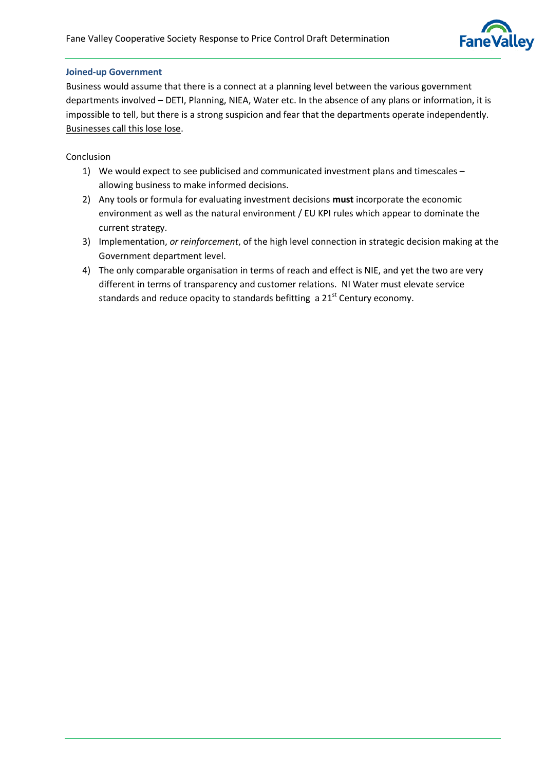## Joined-up Government

Business would assume that there is a connect at a planning level between the various government departments involved – DETI, Planning, NIEA, Water etc. In the absence of any plans or information, it is impossible to tell, but there is a strong suspicion and fear that the departments operate independently. <u>Businesses call this lose lose</u>.

Conclusion

1) We would expect to see publicised and communicated investment plans and timescales – allowing business to make informed decisions.
2) Any tools or formula for evaluating investment decisions **must** incorporate the economic environment as well as the natural environment / EU KPI rules which appear to dominate the current strategy.
3) Implementation, *or reinforcement*, of the high level connection in strategic decision making at the Government department level.
4) The only comparable organisation in terms of reach and effect is NIE, and yet the two are very different in terms of transparency and customer relations. NI Water must elevate service standards and reduce opacity to standards befitting a 21st Century economy.